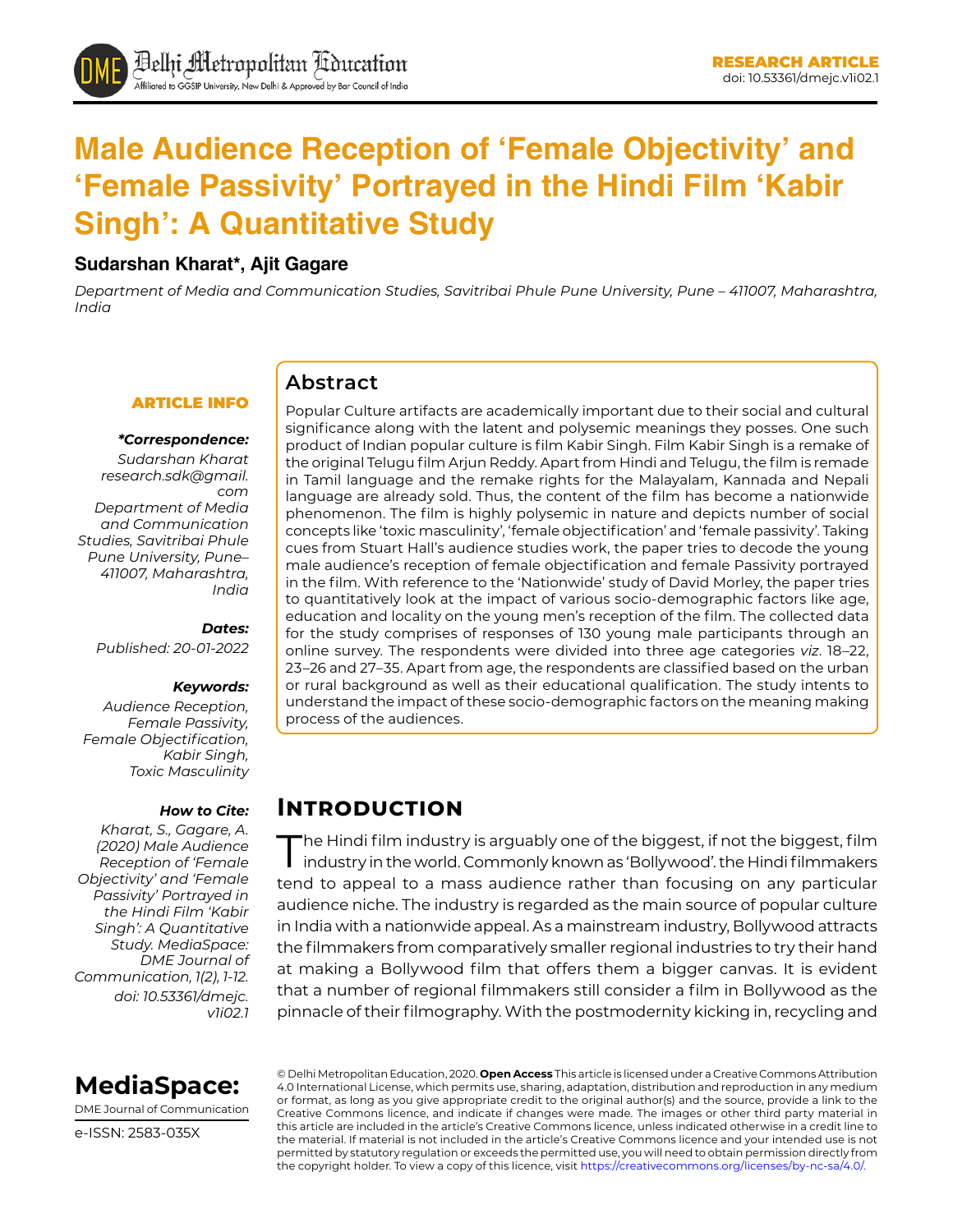RESEARCH ARTICLE
doi: 10.53361/dmejc.v1i02.1

# Male Audience Reception of 'Female Objectivity' and 'Female Passivity' Portrayed in the Hindi Film 'Kabir Singh': A Quantitative Study

**Sudarshan Kharat*, Ajit Gagare**

*Department of Media and Communication Studies, Savitribai Phule Pune University, Pune – 411007, Maharashtra, India*

## ARTICLE INFO

***Correspondence:***
*Sudarshan Kharat research.sdk@gmail.com Department of Media and Communication Studies, Savitribai Phule Pune University, Pune–411007, Maharashtra, India*

***Dates:***
*Published: 20-01-2022*

***Keywords:***
*Audience Reception, Female Passivity, Female Objectification, Kabir Singh, Toxic Masculinity*

***How to Cite:***
*Kharat, S., Gagare, A. (2020) Male Audience Reception of 'Female Objectivity' and 'Female Passivity' Portrayed in the Hindi Film 'Kabir Singh': A Quantitative Study. MediaSpace: DME Journal of Communication, 1(2), 1-12. doi: 10.53361/dmejc.v1i02.1*

## Abstract

Popular Culture artifacts are academically important due to their social and cultural significance along with the latent and polysemic meanings they posses. One such product of Indian popular culture is film Kabir Singh. Film Kabir Singh is a remake of the original Telugu film Arjun Reddy. Apart from Hindi and Telugu, the film is remade in Tamil language and the remake rights for the Malayalam, Kannada and Nepali language are already sold. Thus, the content of the film has become a nationwide phenomenon. The film is highly polysemic in nature and depicts number of social concepts like 'toxic masculinity', 'female objectification' and 'female passivity'. Taking cues from Stuart Hall's audience studies work, the paper tries to decode the young male audience's reception of female objectification and female Passivity portrayed in the film. With reference to the 'Nationwide' study of David Morley, the paper tries to quantitatively look at the impact of various socio-demographic factors like age, education and locality on the young men's reception of the film. The collected data for the study comprises of responses of 130 young male participants through an online survey. The respondents were divided into three age categories *viz.* 18–22, 23–26 and 27–35. Apart from age, the respondents are classified based on the urban or rural background as well as their educational qualification. The study intents to understand the impact of these socio-demographic factors on the meaning making process of the audiences.

## Introduction

The Hindi film industry is arguably one of the biggest, if not the biggest, film industry in the world. Commonly known as 'Bollywood'. the Hindi filmmakers tend to appeal to a mass audience rather than focusing on any particular audience niche. The industry is regarded as the main source of popular culture in India with a nationwide appeal. As a mainstream industry, Bollywood attracts the filmmakers from comparatively smaller regional industries to try their hand at making a Bollywood film that offers them a bigger canvas. It is evident that a number of regional filmmakers still consider a film in Bollywood as the pinnacle of their filmography. With the postmodernity kicking in, recycling and

© Delhi Metropolitan Education, 2020. **Open Access** This article is licensed under a Creative Commons Attribution 4.0 International License, which permits use, sharing, adaptation, distribution and reproduction in any medium or format, as long as you give appropriate credit to the original author(s) and the source, provide a link to the Creative Commons licence, and indicate if changes were made. The images or other third party material in this article are included in the article's Creative Commons licence, unless indicated otherwise in a credit line to the material. If material is not included in the article's Creative Commons licence and your intended use is not permitted by statutory regulation or exceeds the permitted use, you will need to obtain permission directly from the copyright holder. To view a copy of this licence, visit https://creativecommons.org/licenses/by-nc-sa/4.0/.

**MediaSpace:** DME Journal of Communication
e-ISSN: 2583-035X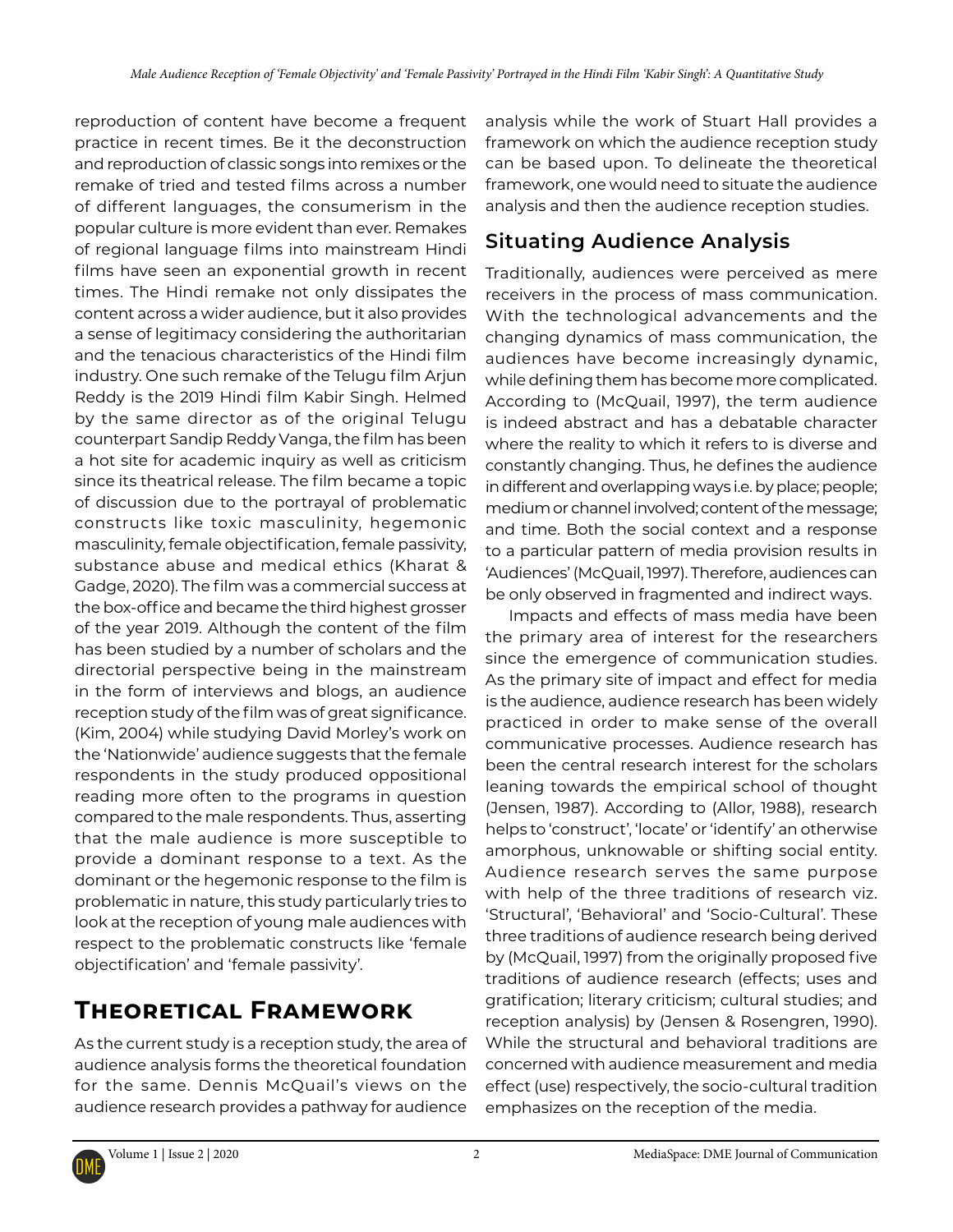reproduction of content have become a frequent practice in recent times. Be it the deconstruction and reproduction of classic songs into remixes or the remake of tried and tested films across a number of different languages, the consumerism in the popular culture is more evident than ever. Remakes of regional language films into mainstream Hindi films have seen an exponential growth in recent times. The Hindi remake not only dissipates the content across a wider audience, but it also provides a sense of legitimacy considering the authoritarian and the tenacious characteristics of the Hindi film industry. One such remake of the Telugu film Arjun Reddy is the 2019 Hindi film Kabir Singh. Helmed by the same director as of the original Telugu counterpart Sandip Reddy Vanga, the film has been a hot site for academic inquiry as well as criticism since its theatrical release. The film became a topic of discussion due to the portrayal of problematic constructs like toxic masculinity, hegemonic masculinity, female objectification, female passivity, substance abuse and medical ethics (Kharat & Gadge, 2020). The film was a commercial success at the box-office and became the third highest grosser of the year 2019. Although the content of the film has been studied by a number of scholars and the directorial perspective being in the mainstream in the form of interviews and blogs, an audience reception study of the film was of great significance. (Kim, 2004) while studying David Morley's work on the 'Nationwide' audience suggests that the female respondents in the study produced oppositional reading more often to the programs in question compared to the male respondents. Thus, asserting that the male audience is more susceptible to provide a dominant response to a text. As the dominant or the hegemonic response to the film is problematic in nature, this study particularly tries to look at the reception of young male audiences with respect to the problematic constructs like 'female objectification' and 'female passivity'.

# Theoretical Framework

As the current study is a reception study, the area of audience analysis forms the theoretical foundation for the same. Dennis McQuail's views on the audience research provides a pathway for audience analysis while the work of Stuart Hall provides a framework on which the audience reception study can be based upon. To delineate the theoretical framework, one would need to situate the audience analysis and then the audience reception studies.

## Situating Audience Analysis

Traditionally, audiences were perceived as mere receivers in the process of mass communication. With the technological advancements and the changing dynamics of mass communication, the audiences have become increasingly dynamic, while defining them has become more complicated. According to (McQuail, 1997), the term audience is indeed abstract and has a debatable character where the reality to which it refers to is diverse and constantly changing. Thus, he defines the audience in different and overlapping ways i.e. by place; people; medium or channel involved; content of the message; and time. Both the social context and a response to a particular pattern of media provision results in 'Audiences' (McQuail, 1997). Therefore, audiences can be only observed in fragmented and indirect ways.

Impacts and effects of mass media have been the primary area of interest for the researchers since the emergence of communication studies. As the primary site of impact and effect for media is the audience, audience research has been widely practiced in order to make sense of the overall communicative processes. Audience research has been the central research interest for the scholars leaning towards the empirical school of thought (Jensen, 1987). According to (Allor, 1988), research helps to 'construct', 'locate' or 'identify' an otherwise amorphous, unknowable or shifting social entity. Audience research serves the same purpose with help of the three traditions of research viz. 'Structural', 'Behavioral' and 'Socio-Cultural'. These three traditions of audience research being derived by (McQuail, 1997) from the originally proposed five traditions of audience research (effects; uses and gratification; literary criticism; cultural studies; and reception analysis) by (Jensen & Rosengren, 1990). While the structural and behavioral traditions are concerned with audience measurement and media effect (use) respectively, the socio-cultural tradition emphasizes on the reception of the media.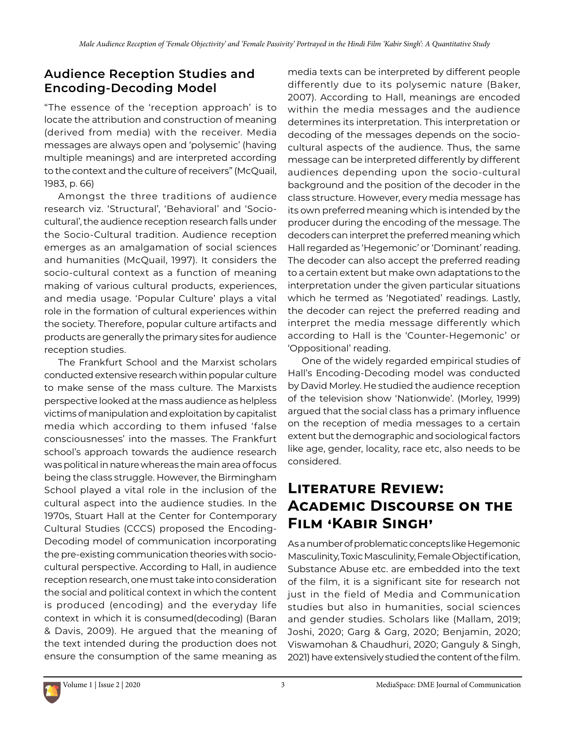## Audience Reception Studies and Encoding-Decoding Model

"The essence of the 'reception approach' is to locate the attribution and construction of meaning (derived from media) with the receiver. Media messages are always open and 'polysemic' (having multiple meanings) and are interpreted according to the context and the culture of receivers" (McQuail, 1983, p. 66)

Amongst the three traditions of audience research viz. 'Structural', 'Behavioral' and 'Socio-cultural', the audience reception research falls under the Socio-Cultural tradition. Audience reception emerges as an amalgamation of social sciences and humanities (McQuail, 1997). It considers the socio-cultural context as a function of meaning making of various cultural products, experiences, and media usage. 'Popular Culture' plays a vital role in the formation of cultural experiences within the society. Therefore, popular culture artifacts and products are generally the primary sites for audience reception studies.

The Frankfurt School and the Marxist scholars conducted extensive research within popular culture to make sense of the mass culture. The Marxists perspective looked at the mass audience as helpless victims of manipulation and exploitation by capitalist media which according to them infused 'false consciousnesses' into the masses. The Frankfurt school's approach towards the audience research was political in nature whereas the main area of focus being the class struggle. However, the Birmingham School played a vital role in the inclusion of the cultural aspect into the audience studies. In the 1970s, Stuart Hall at the Center for Contemporary Cultural Studies (CCCS) proposed the Encoding-Decoding model of communication incorporating the pre-existing communication theories with socio-cultural perspective. According to Hall, in audience reception research, one must take into consideration the social and political context in which the content is produced (encoding) and the everyday life context in which it is consumed(decoding) (Baran & Davis, 2009). He argued that the meaning of the text intended during the production does not ensure the consumption of the same meaning as media texts can be interpreted by different people differently due to its polysemic nature (Baker, 2007). According to Hall, meanings are encoded within the media messages and the audience determines its interpretation. This interpretation or decoding of the messages depends on the socio-cultural aspects of the audience. Thus, the same message can be interpreted differently by different audiences depending upon the socio-cultural background and the position of the decoder in the class structure. However, every media message has its own preferred meaning which is intended by the producer during the encoding of the message. The decoders can interpret the preferred meaning which Hall regarded as 'Hegemonic' or 'Dominant' reading. The decoder can also accept the preferred reading to a certain extent but make own adaptations to the interpretation under the given particular situations which he termed as 'Negotiated' readings. Lastly, the decoder can reject the preferred reading and interpret the media message differently which according to Hall is the 'Counter-Hegemonic' or 'Oppositional' reading.

One of the widely regarded empirical studies of Hall's Encoding-Decoding model was conducted by David Morley. He studied the audience reception of the television show 'Nationwide'. (Morley, 1999) argued that the social class has a primary influence on the reception of media messages to a certain extent but the demographic and sociological factors like age, gender, locality, race etc, also needs to be considered.

# Literature Review: Academic Discourse on the Film 'Kabir Singh'

As a number of problematic concepts like Hegemonic Masculinity, Toxic Masculinity, Female Objectification, Substance Abuse etc. are embedded into the text of the film, it is a significant site for research not just in the field of Media and Communication studies but also in humanities, social sciences and gender studies. Scholars like (Mallam, 2019; Joshi, 2020; Garg & Garg, 2020; Benjamin, 2020; Viswamohan & Chaudhuri, 2020; Ganguly & Singh, 2021) have extensively studied the content of the film.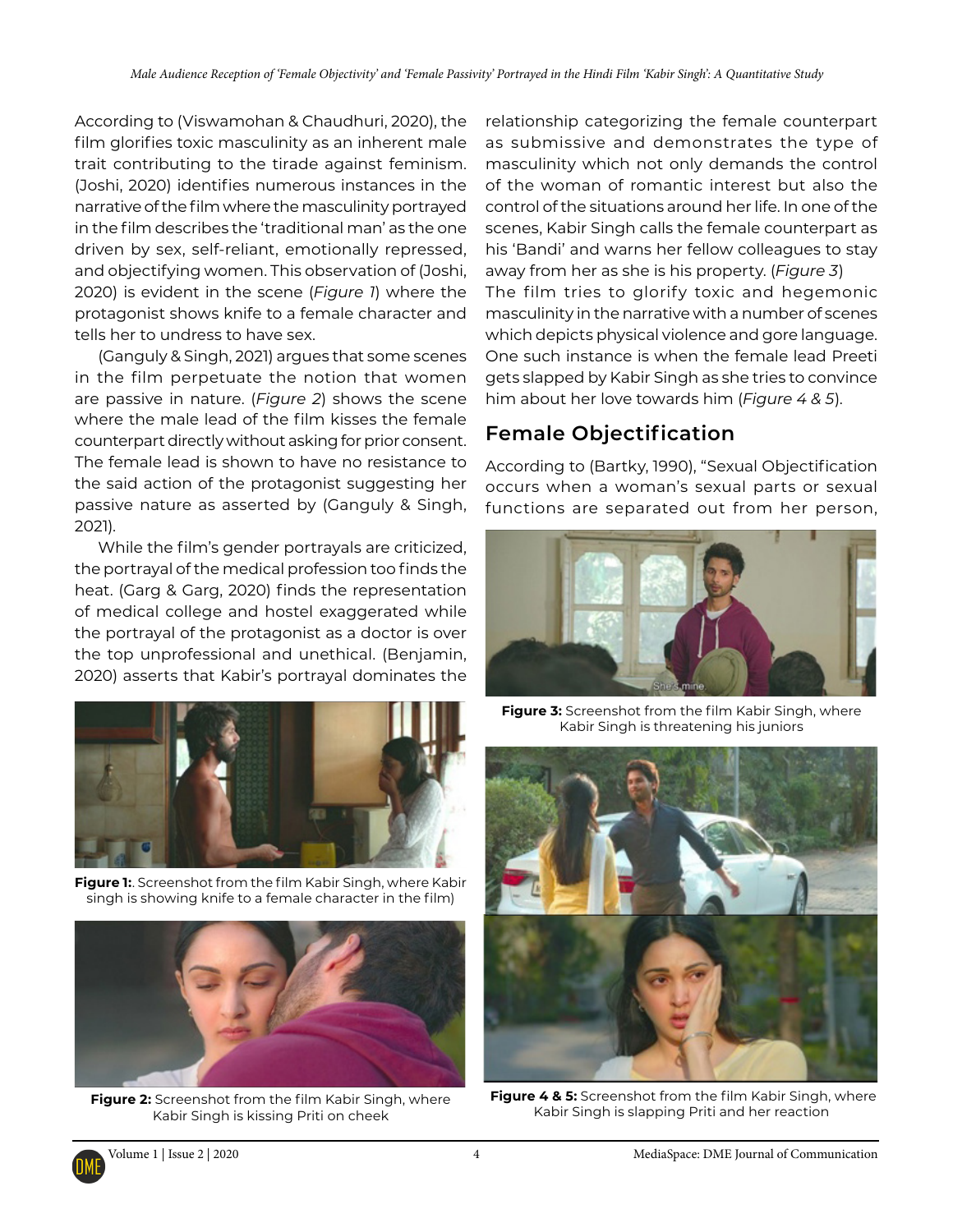According to (Viswamohan & Chaudhuri, 2020), the film glorifies toxic masculinity as an inherent male trait contributing to the tirade against feminism. (Joshi, 2020) identifies numerous instances in the narrative of the film where the masculinity portrayed in the film describes the 'traditional man' as the one driven by sex, self-reliant, emotionally repressed, and objectifying women. This observation of (Joshi, 2020) is evident in the scene (*Figure 1*) where the protagonist shows knife to a female character and tells her to undress to have sex.

(Ganguly & Singh, 2021) argues that some scenes in the film perpetuate the notion that women are passive in nature. (*Figure 2*) shows the scene where the male lead of the film kisses the female counterpart directly without asking for prior consent. The female lead is shown to have no resistance to the said action of the protagonist suggesting her passive nature as asserted by (Ganguly & Singh, 2021).

While the film's gender portrayals are criticized, the portrayal of the medical profession too finds the heat. (Garg & Garg, 2020) finds the representation of medical college and hostel exaggerated while the portrayal of the protagonist as a doctor is over the top unprofessional and unethical. (Benjamin, 2020) asserts that Kabir's portrayal dominates the relationship categorizing the female counterpart as submissive and demonstrates the type of masculinity which not only demands the control of the woman of romantic interest but also the control of the situations around her life. In one of the scenes, Kabir Singh calls the female counterpart as his 'Bandi' and warns her fellow colleagues to stay away from her as she is his property. (*Figure 3*)

The film tries to glorify toxic and hegemonic masculinity in the narrative with a number of scenes which depicts physical violence and gore language. One such instance is when the female lead Preeti gets slapped by Kabir Singh as she tries to convince him about her love towards him (*Figure 4 & 5*).

**Figure 1:**. Screenshot from the film Kabir Singh, where Kabir singh is showing knife to a female character in the film)

**Figure 2:** Screenshot from the film Kabir Singh, where Kabir Singh is kissing Priti on cheek

**Figure 3:** Screenshot from the film Kabir Singh, where Kabir Singh is threatening his juniors

**Figure 4 & 5:** Screenshot from the film Kabir Singh, where Kabir Singh is slapping Priti and her reaction

## Female Objectification

According to (Bartky, 1990), "Sexual Objectification occurs when a woman's sexual parts or sexual functions are separated out from her person,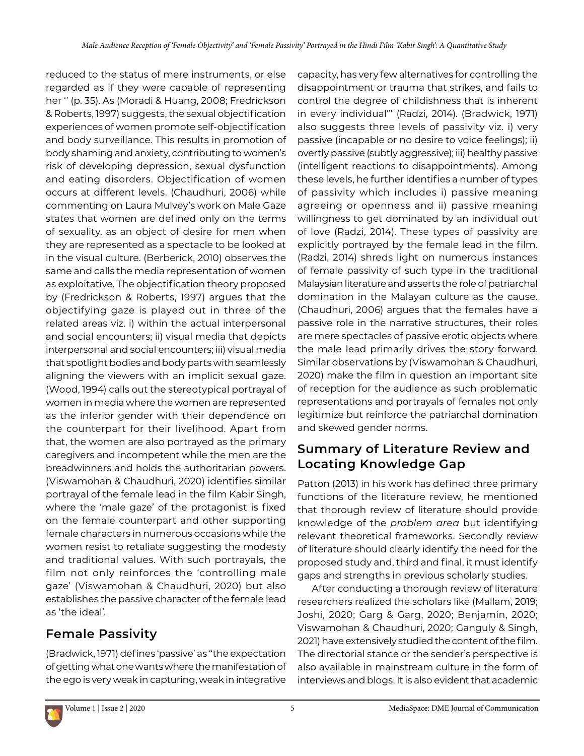reduced to the status of mere instruments, or else regarded as if they were capable of representing her '' (p. 35). As (Moradi & Huang, 2008; Fredrickson & Roberts, 1997) suggests, the sexual objectification experiences of women promote self-objectification and body surveillance. This results in promotion of body shaming and anxiety, contributing to women's risk of developing depression, sexual dysfunction and eating disorders. Objectification of women occurs at different levels. (Chaudhuri, 2006) while commenting on Laura Mulvey's work on Male Gaze states that women are defined only on the terms of sexuality, as an object of desire for men when they are represented as a spectacle to be looked at in the visual culture. (Berberick, 2010) observes the same and calls the media representation of women as exploitative. The objectification theory proposed by (Fredrickson & Roberts, 1997) argues that the objectifying gaze is played out in three of the related areas viz. i) within the actual interpersonal and social encounters; ii) visual media that depicts interpersonal and social encounters; iii) visual media that spotlight bodies and body parts with seamlessly aligning the viewers with an implicit sexual gaze. (Wood, 1994) calls out the stereotypical portrayal of women in media where the women are represented as the inferior gender with their dependence on the counterpart for their livelihood. Apart from that, the women are also portrayed as the primary caregivers and incompetent while the men are the breadwinners and holds the authoritarian powers. (Viswamohan & Chaudhuri, 2020) identifies similar portrayal of the female lead in the film Kabir Singh, where the 'male gaze' of the protagonist is fixed on the female counterpart and other supporting female characters in numerous occasions while the women resist to retaliate suggesting the modesty and traditional values. With such portrayals, the film not only reinforces the 'controlling male gaze' (Viswamohan & Chaudhuri, 2020) but also establishes the passive character of the female lead as 'the ideal'.

## Female Passivity

(Bradwick, 1971) defines 'passive' as "the expectation of getting what one wants where the manifestation of the ego is very weak in capturing, weak in integrative capacity, has very few alternatives for controlling the disappointment or trauma that strikes, and fails to control the degree of childishness that is inherent in every individual"' (Radzi, 2014). (Bradwick, 1971) also suggests three levels of passivity viz. i) very passive (incapable or no desire to voice feelings); ii) overtly passive (subtly aggressive); iii) healthy passive (intelligent reactions to disappointments). Among these levels, he further identifies a number of types of passivity which includes i) passive meaning agreeing or openness and ii) passive meaning willingness to get dominated by an individual out of love (Radzi, 2014). These types of passivity are explicitly portrayed by the female lead in the film. (Radzi, 2014) shreds light on numerous instances of female passivity of such type in the traditional Malaysian literature and asserts the role of patriarchal domination in the Malayan culture as the cause. (Chaudhuri, 2006) argues that the females have a passive role in the narrative structures, their roles are mere spectacles of passive erotic objects where the male lead primarily drives the story forward. Similar observations by (Viswamohan & Chaudhuri, 2020) make the film in question an important site of reception for the audience as such problematic representations and portrayals of females not only legitimize but reinforce the patriarchal domination and skewed gender norms.

## Summary of Literature Review and Locating Knowledge Gap

Patton (2013) in his work has defined three primary functions of the literature review, he mentioned that thorough review of literature should provide knowledge of the *problem area* but identifying relevant theoretical frameworks. Secondly review of literature should clearly identify the need for the proposed study and, third and final, it must identify gaps and strengths in previous scholarly studies.

After conducting a thorough review of literature researchers realized the scholars like (Mallam, 2019; Joshi, 2020; Garg & Garg, 2020; Benjamin, 2020; Viswamohan & Chaudhuri, 2020; Ganguly & Singh, 2021) have extensively studied the content of the film. The directorial stance or the sender's perspective is also available in mainstream culture in the form of interviews and blogs. It is also evident that academic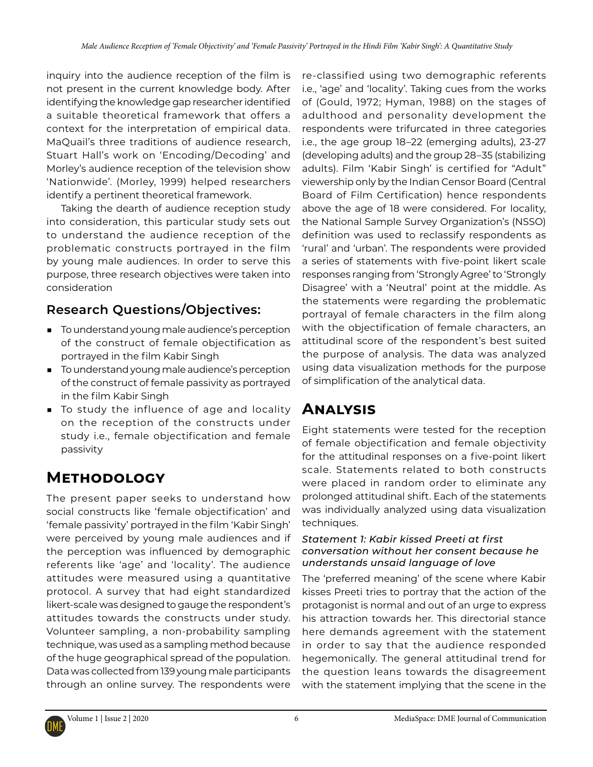inquiry into the audience reception of the film is not present in the current knowledge body. After identifying the knowledge gap researcher identified a suitable theoretical framework that offers a context for the interpretation of empirical data. MaQuail's three traditions of audience research, Stuart Hall's work on 'Encoding/Decoding' and Morley's audience reception of the television show 'Nationwide'. (Morley, 1999) helped researchers identify a pertinent theoretical framework.

Taking the dearth of audience reception study into consideration, this particular study sets out to understand the audience reception of the problematic constructs portrayed in the film by young male audiences. In order to serve this purpose, three research objectives were taken into consideration

## Research Questions/Objectives:

- To understand young male audience's perception of the construct of female objectification as portrayed in the film Kabir Singh
- To understand young male audience's perception of the construct of female passivity as portrayed in the film Kabir Singh
- To study the influence of age and locality on the reception of the constructs under study i.e., female objectification and female passivity

# Methodology

The present paper seeks to understand how social constructs like 'female objectification' and 'female passivity' portrayed in the film 'Kabir Singh' were perceived by young male audiences and if the perception was influenced by demographic referents like 'age' and 'locality'. The audience attitudes were measured using a quantitative protocol. A survey that had eight standardized likert-scale was designed to gauge the respondent's attitudes towards the constructs under study. Volunteer sampling, a non-probability sampling technique, was used as a sampling method because of the huge geographical spread of the population. Data was collected from 139 young male participants through an online survey. The respondents were re-classified using two demographic referents i.e., 'age' and 'locality'. Taking cues from the works of (Gould, 1972; Hyman, 1988) on the stages of adulthood and personality development the respondents were trifurcated in three categories i.e., the age group 18–22 (emerging adults), 23-27 (developing adults) and the group 28–35 (stabilizing adults). Film 'Kabir Singh' is certified for "Adult" viewership only by the Indian Censor Board (Central Board of Film Certification) hence respondents above the age of 18 were considered. For locality, the National Sample Survey Organization's (NSSO) definition was used to reclassify respondents as 'rural' and 'urban'. The respondents were provided a series of statements with five-point likert scale responses ranging from 'Strongly Agree' to 'Strongly Disagree' with a 'Neutral' point at the middle. As the statements were regarding the problematic portrayal of female characters in the film along with the objectification of female characters, an attitudinal score of the respondent's best suited the purpose of analysis. The data was analyzed using data visualization methods for the purpose of simplification of the analytical data.

# Analysis

Eight statements were tested for the reception of female objectification and female objectivity for the attitudinal responses on a five-point likert scale. Statements related to both constructs were placed in random order to eliminate any prolonged attitudinal shift. Each of the statements was individually analyzed using data visualization techniques.

### *Statement 1: Kabir kissed Preeti at first conversation without her consent because he understands unsaid language of love*

The 'preferred meaning' of the scene where Kabir kisses Preeti tries to portray that the action of the protagonist is normal and out of an urge to express his attraction towards her. This directorial stance here demands agreement with the statement in order to say that the audience responded hegemonically. The general attitudinal trend for the question leans towards the disagreement with the statement implying that the scene in the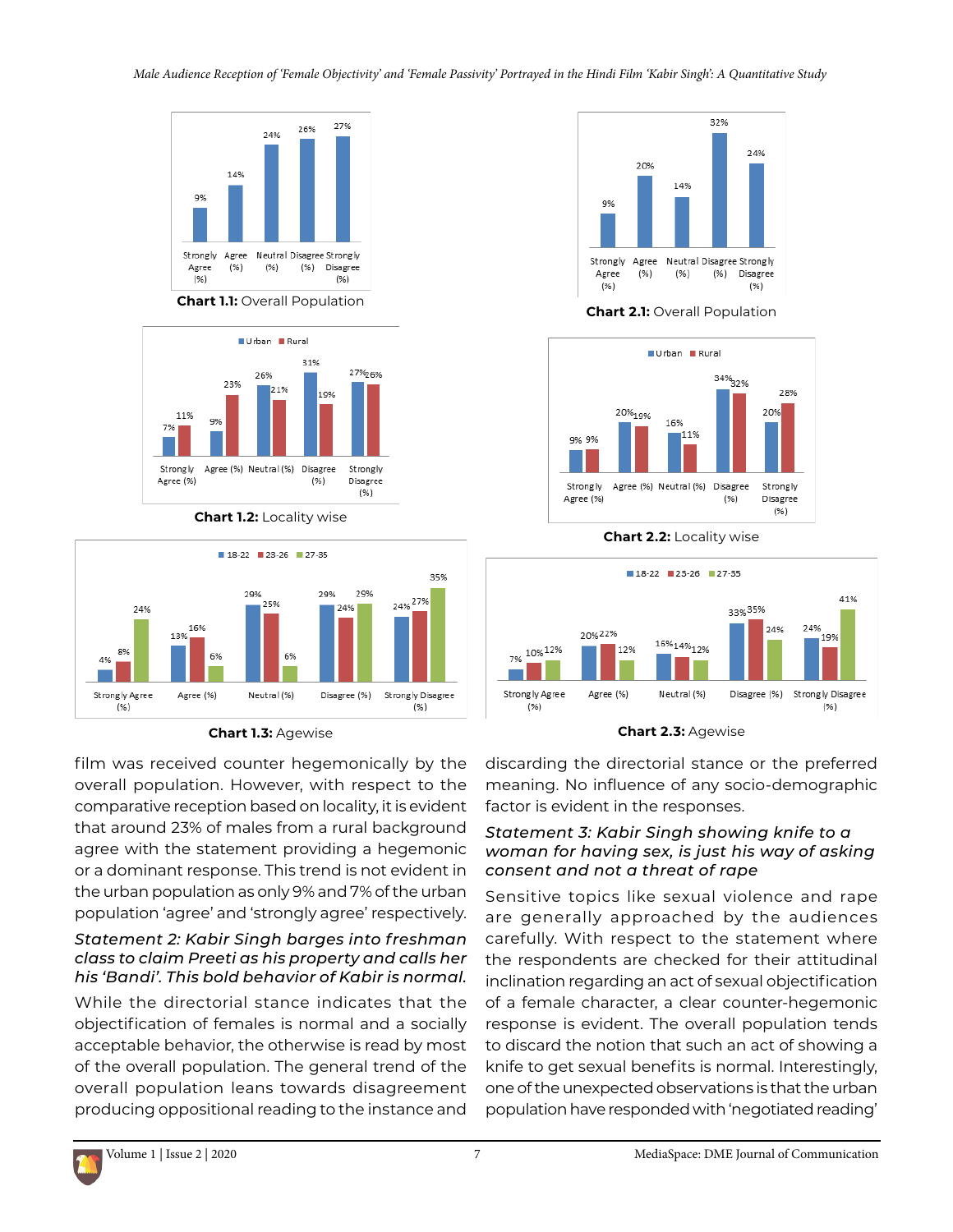| Strongly Agree (%) | Agree (%) | Neutral (%) | Disagree (%) | Strongly Disagree (%) |
|---|---|---|---|---|
| 9% | 14% | 24% | 26% | 27% |

**Chart 1.1:** Overall Population

| | Strongly Agree (%) | Agree (%) | Neutral (%) | Disagree (%) | Strongly Disagree (%) |
|---|---|---|---|---|---|
| Urban | 7% | 9% | 26% | 31% | 27% |
| Rural | 11% | 23% | 21% | 19% | 26% |

**Chart 1.2:** Locality wise

| | Strongly Agree (%) | Agree (%) | Neutral (%) | Disagree (%) | Strongly Disagree (%) |
|---|---|---|---|---|---|
| 18-22 | 4% | 13% | 29% | 29% | 24% |
| 23-26 | 8% | 16% | 25% | 24% | 27% |
| 27-35 | 24% | 6% | 6% | 29% | 35% |

**Chart 1.3:** Agewise

| Strongly Agree (%) | Agree (%) | Neutral (%) | Disagree (%) | Strongly Disagree (%) |
|---|---|---|---|---|
| 9% | 20% | 14% | 32% | 24% |

**Chart 2.1:** Overall Population

| | Strongly Agree (%) | Agree (%) | Neutral (%) | Disagree (%) | Strongly Disagree (%) |
|---|---|---|---|---|---|
| Urban | 9% | 20% | 16% | 34% | 20% |
| Rural | 9% | 19% | 11% | 32% | 28% |

**Chart 2.2:** Locality wise

| | Strongly Agree (%) | Agree (%) | Neutral (%) | Disagree (%) | Strongly Disagree (%) |
|---|---|---|---|---|---|
| 18-22 | 7% | 20% | 16% | 33% | 24% |
| 23-26 | 10% | 22% | 14% | 35% | 19% |
| 27-35 | 12% | 12% | 12% | 24% | 41% |

**Chart 2.3:** Agewise

film was received counter hegemonically by the overall population. However, with respect to the comparative reception based on locality, it is evident that around 23% of males from a rural background agree with the statement providing a hegemonic or a dominant response. This trend is not evident in the urban population as only 9% and 7% of the urban population 'agree' and 'strongly agree' respectively.

*Statement 2: Kabir Singh barges into freshman class to claim Preeti as his property and calls her his 'Bandi'. This bold behavior of Kabir is normal.*

While the directorial stance indicates that the objectification of females is normal and a socially acceptable behavior, the otherwise is read by most of the overall population. The general trend of the overall population leans towards disagreement producing oppositional reading to the instance and discarding the directorial stance or the preferred meaning. No influence of any socio-demographic factor is evident in the responses.

*Statement 3: Kabir Singh showing knife to a woman for having sex, is just his way of asking consent and not a threat of rape*

Sensitive topics like sexual violence and rape are generally approached by the audiences carefully. With respect to the statement where the respondents are checked for their attitudinal inclination regarding an act of sexual objectification of a female character, a clear counter-hegemonic response is evident. The overall population tends to discard the notion that such an act of showing a knife to get sexual benefits is normal. Interestingly, one of the unexpected observations is that the urban population have responded with 'negotiated reading'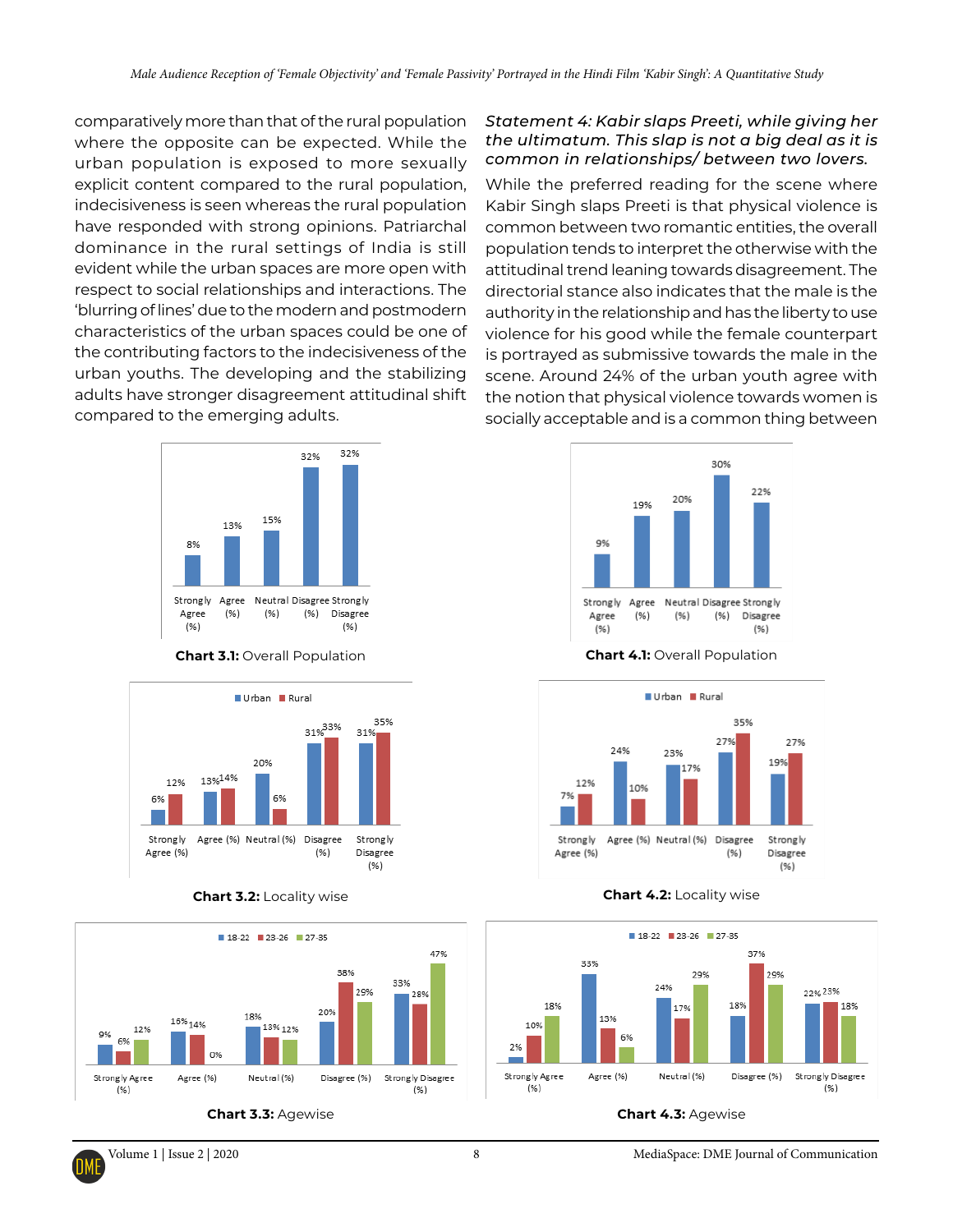comparatively more than that of the rural population where the opposite can be expected. While the urban population is exposed to more sexually explicit content compared to the rural population, indecisiveness is seen whereas the rural population have responded with strong opinions. Patriarchal dominance in the rural settings of India is still evident while the urban spaces are more open with respect to social relationships and interactions. The 'blurring of lines' due to the modern and postmodern characteristics of the urban spaces could be one of the contributing factors to the indecisiveness of the urban youths. The developing and the stabilizing adults have stronger disagreement attitudinal shift compared to the emerging adults.

| Strongly Agree (%) | Agree (%) | Neutral (%) | Disagree (%) | Strongly Disagree (%) |
|---|---|---|---|---|
| 8% | 13% | 15% | 32% | 32% |

**Chart 3.1:** Overall Population

| | Strongly Agree (%) | Agree (%) | Neutral (%) | Disagree (%) | Strongly Disagree (%) |
|---|---|---|---|---|---|
| Urban | 6% | 13% | 20% | 31% | 31% |
| Rural | 12% | 14% | 6% | 33% | 35% |

**Chart 3.2:** Locality wise

| | Strongly Agree (%) | Agree (%) | Neutral (%) | Disagree (%) | Strongly Disagree (%) |
|---|---|---|---|---|---|
| 18-22 | 9% | 16% | 18% | 20% | 33% |
| 23-26 | 6% | 14% | 13% | 38% | 28% |
| 27-35 | 12% | 0% | 12% | 29% | 47% |

**Chart 3.3:** Agewise

*Statement 4: Kabir slaps Preeti, while giving her the ultimatum. This slap is not a big deal as it is common in relationships/ between two lovers.*

While the preferred reading for the scene where Kabir Singh slaps Preeti is that physical violence is common between two romantic entities, the overall population tends to interpret the otherwise with the attitudinal trend leaning towards disagreement. The directorial stance also indicates that the male is the authority in the relationship and has the liberty to use violence for his good while the female counterpart is portrayed as submissive towards the male in the scene. Around 24% of the urban youth agree with the notion that physical violence towards women is socially acceptable and is a common thing between

| Strongly Agree (%) | Agree (%) | Neutral (%) | Disagree (%) | Strongly Disagree (%) |
|---|---|---|---|---|
| 9% | 19% | 20% | 30% | 22% |

**Chart 4.1:** Overall Population

| | Strongly Agree (%) | Agree (%) | Neutral (%) | Disagree (%) | Strongly Disagree (%) |
|---|---|---|---|---|---|
| Urban | 7% | 24% | 23% | 27% | 19% |
| Rural | 12% | 10% | 17% | 35% | 27% |

**Chart 4.2:** Locality wise

| | Strongly Agree (%) | Agree (%) | Neutral (%) | Disagree (%) | Strongly Disagree (%) |
|---|---|---|---|---|---|
| 18-22 | 2% | 33% | 24% | 18% | 22% |
| 23-26 | 10% | 13% | 17% | 37% | 23% |
| 27-35 | 18% | 6% | 29% | 29% | 18% |

**Chart 4.3:** Agewise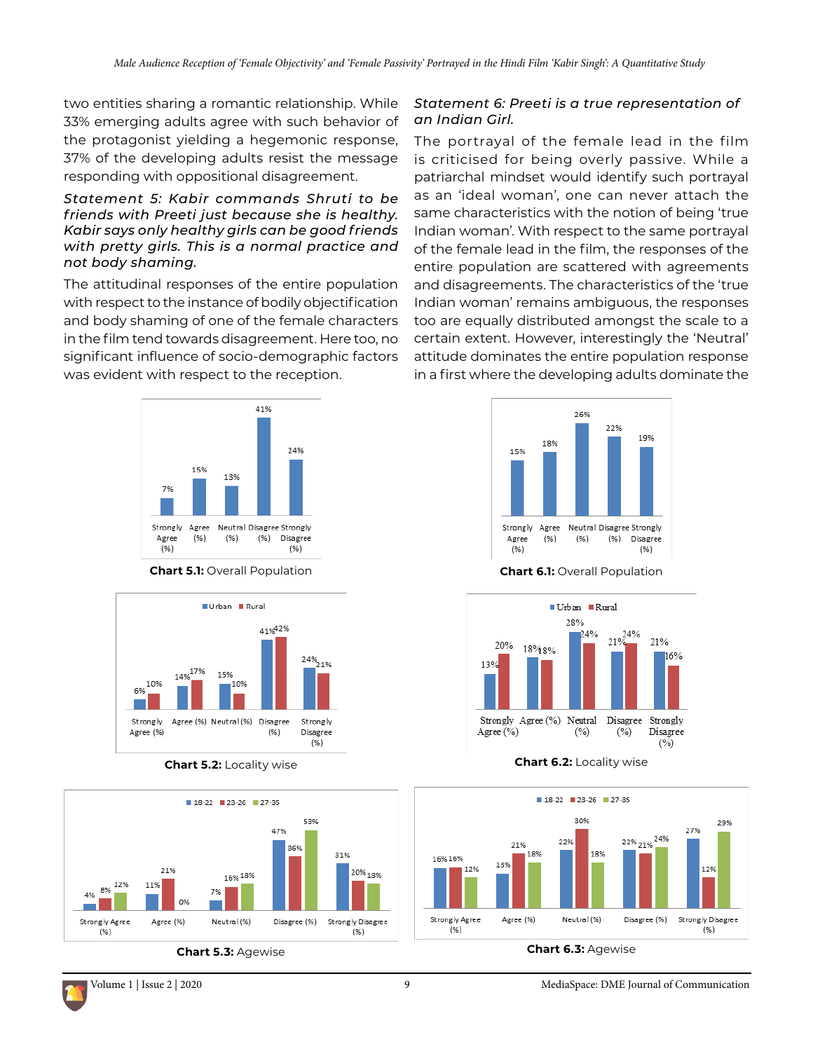two entities sharing a romantic relationship. While 33% emerging adults agree with such behavior of the protagonist yielding a hegemonic response, 37% of the developing adults resist the message responding with oppositional disagreement.

*Statement 5: Kabir commands Shruti to be friends with Preeti just because she is healthy. Kabir says only healthy girls can be good friends with pretty girls. This is a normal practice and not body shaming.*

The attitudinal responses of the entire population with respect to the instance of bodily objectification and body shaming of one of the female characters in the film tend towards disagreement. Here too, no significant influence of socio-demographic factors was evident with respect to the reception.

| | Strongly Agree (%) | Agree (%) | Neutral (%) | Disagree (%) | Strongly Disagree (%) |
|---|---|---|---|---|---|
| Overall | 7% | 15% | 13% | 41% | 24% |

**Chart 5.1:** Overall Population

| | Strongly Agree (%) | Agree (%) | Neutral (%) | Disagree (%) | Strongly Disagree (%) |
|---|---|---|---|---|---|
| Urban | 6% | 14% | 15% | 41% | 24% |
| Rural | 10% | 17% | 10% | 42% | 21% |

**Chart 5.2:** Locality wise

| | Strongly Agree (%) | Agree (%) | Neutral (%) | Disagree (%) | Strongly Disagree (%) |
|---|---|---|---|---|---|
| 18-22 | 4% | 11% | 7% | 47% | 31% |
| 23-26 | 8% | 21% | 16% | 36% | 20% |
| 27-35 | 12% | 0% | 18% | 53% | 18% |

**Chart 5.3:** Agewise

*Statement 6: Preeti is a true representation of an Indian Girl.*

The portrayal of the female lead in the film is criticised for being overly passive. While a patriarchal mindset would identify such portrayal as an 'ideal woman', one can never attach the same characteristics with the notion of being 'true Indian woman'. With respect to the same portrayal of the female lead in the film, the responses of the entire population are scattered with agreements and disagreements. The characteristics of the 'true Indian woman' remains ambiguous, the responses too are equally distributed amongst the scale to a certain extent. However, interestingly the 'Neutral' attitude dominates the entire population response in a first where the developing adults dominate the

| | Strongly Agree (%) | Agree (%) | Neutral (%) | Disagree (%) | Strongly Disagree (%) |
|---|---|---|---|---|---|
| Overall | 15% | 18% | 26% | 22% | 19% |

**Chart 6.1:** Overall Population

| | Strongly Agree (%) | Agree (%) | Neutral (%) | Disagree (%) | Strongly Disagree (%) |
|---|---|---|---|---|---|
| Urban | 13% | 18% | 28% | 21% | 21% |
| Rural | 20% | 18% | 24% | 24% | 16% |

**Chart 6.2:** Locality wise

| | Strongly Agree (%) | Agree (%) | Neutral (%) | Disagree (%) | Strongly Disagree (%) |
|---|---|---|---|---|---|
| 18-22 | 16% | 13% | 22% | 22% | 27% |
| 23-26 | 16% | 21% | 30% | 21% | 12% |
| 27-35 | 12% | 18% | 18% | 24% | 29% |

**Chart 6.3:** Agewise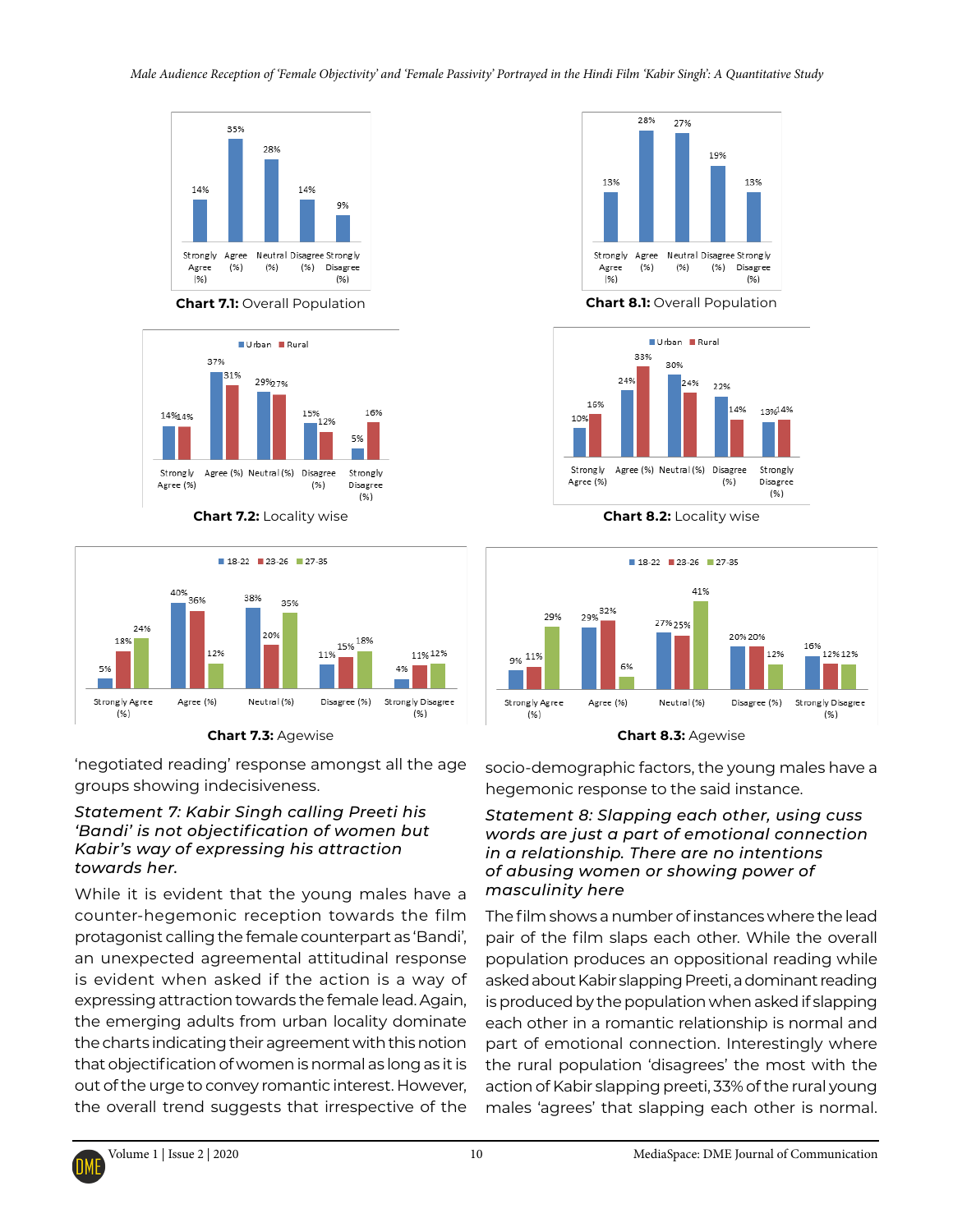**Chart 7.1:** Overall Population

| Strongly Agree (%) | Agree (%) | Neutral (%) | Disagree (%) | Strongly Disagree (%) |
|---|---|---|---|---|
| 14% | 35% | 28% | 14% | 9% |

**Chart 8.1:** Overall Population

| Strongly Agree (%) | Agree (%) | Neutral (%) | Disagree (%) | Strongly Disagree (%) |
|---|---|---|---|---|
| 13% | 28% | 27% | 19% | 13% |

**Chart 7.2:** Locality wise

| | Strongly Agree (%) | Agree (%) | Neutral (%) | Disagree (%) | Strongly Disagree (%) |
|---|---|---|---|---|---|
| Urban | 14% | 37% | 29% | 15% | 5% |
| Rural | 14% | 31% | 27% | 12% | 16% |

**Chart 8.2:** Locality wise

| | Strongly Agree (%) | Agree (%) | Neutral (%) | Disagree (%) | Strongly Disagree (%) |
|---|---|---|---|---|---|
| Urban | 10% | 24% | 30% | 22% | 13% |
| Rural | 16% | 33% | 24% | 14% | 14% |

**Chart 7.3:** Agewise

| | Strongly Agree (%) | Agree (%) | Neutral (%) | Disagree (%) | Strongly Disagree (%) |
|---|---|---|---|---|---|
| 18-22 | 5% | 40% | 38% | 11% | 4% |
| 23-26 | 18% | 36% | 20% | 15% | 11% |
| 27-35 | 24% | 12% | 35% | 18% | 12% |

**Chart 8.3:** Agewise

| | Strongly Agree (%) | Agree (%) | Neutral (%) | Disagree (%) | Strongly Disagree (%) |
|---|---|---|---|---|---|
| 18-22 | 9% | 29% | 27% | 20% | 16% |
| 23-26 | 11% | 32% | 25% | 20% | 12% |
| 27-35 | 29% | 6% | 41% | 12% | 12% |

'negotiated reading' response amongst all the age groups showing indecisiveness.

*Statement 7: Kabir Singh calling Preeti his 'Bandi' is not objectification of women but Kabir's way of expressing his attraction towards her.*

While it is evident that the young males have a counter-hegemonic reception towards the film protagonist calling the female counterpart as 'Bandi', an unexpected agreemental attitudinal response is evident when asked if the action is a way of expressing attraction towards the female lead. Again, the emerging adults from urban locality dominate the charts indicating their agreement with this notion that objectification of women is normal as long as it is out of the urge to convey romantic interest. However, the overall trend suggests that irrespective of the socio-demographic factors, the young males have a hegemonic response to the said instance.

*Statement 8: Slapping each other, using cuss words are just a part of emotional connection in a relationship. There are no intentions of abusing women or showing power of masculinity here*

The film shows a number of instances where the lead pair of the film slaps each other. While the overall population produces an oppositional reading while asked about Kabir slapping Preeti, a dominant reading is produced by the population when asked if slapping each other in a romantic relationship is normal and part of emotional connection. Interestingly where the rural population 'disagrees' the most with the action of Kabir slapping preeti, 33% of the rural young males 'agrees' that slapping each other is normal.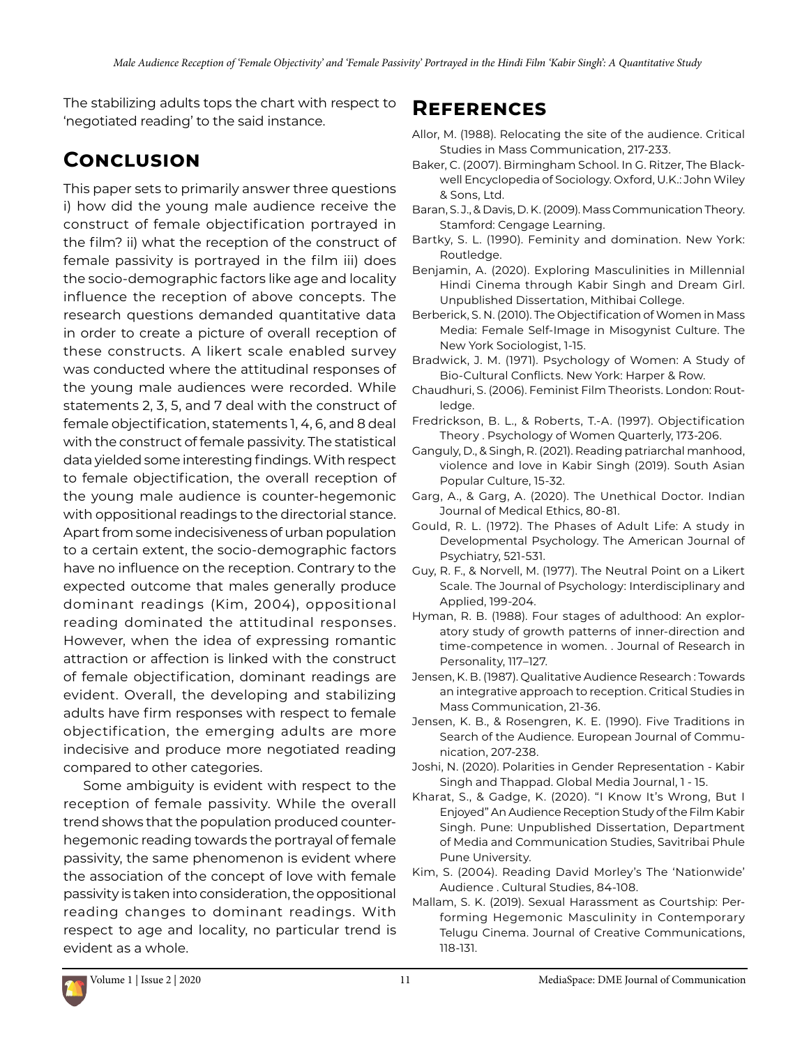The stabilizing adults tops the chart with respect to 'negotiated reading' to the said instance.

## Conclusion

This paper sets to primarily answer three questions i) how did the young male audience receive the construct of female objectification portrayed in the film? ii) what the reception of the construct of female passivity is portrayed in the film iii) does the socio-demographic factors like age and locality influence the reception of above concepts. The research questions demanded quantitative data in order to create a picture of overall reception of these constructs. A likert scale enabled survey was conducted where the attitudinal responses of the young male audiences were recorded. While statements 2, 3, 5, and 7 deal with the construct of female objectification, statements 1, 4, 6, and 8 deal with the construct of female passivity. The statistical data yielded some interesting findings. With respect to female objectification, the overall reception of the young male audience is counter-hegemonic with oppositional readings to the directorial stance. Apart from some indecisiveness of urban population to a certain extent, the socio-demographic factors have no influence on the reception. Contrary to the expected outcome that males generally produce dominant readings (Kim, 2004), oppositional reading dominated the attitudinal responses. However, when the idea of expressing romantic attraction or affection is linked with the construct of female objectification, dominant readings are evident. Overall, the developing and stabilizing adults have firm responses with respect to female objectification, the emerging adults are more indecisive and produce more negotiated reading compared to other categories.

Some ambiguity is evident with respect to the reception of female passivity. While the overall trend shows that the population produced counter-hegemonic reading towards the portrayal of female passivity, the same phenomenon is evident where the association of the concept of love with female passivity is taken into consideration, the oppositional reading changes to dominant readings. With respect to age and locality, no particular trend is evident as a whole.

## References

Allor, M. (1988). Relocating the site of the audience. Critical Studies in Mass Communication, 217-233.

Baker, C. (2007). Birmingham School. In G. Ritzer, The Blackwell Encyclopedia of Sociology. Oxford, U.K.: John Wiley & Sons, Ltd.

Baran, S. J., & Davis, D. K. (2009). Mass Communication Theory. Stamford: Cengage Learning.

Bartky, S. L. (1990). Feminity and domination. New York: Routledge.

Benjamin, A. (2020). Exploring Masculinities in Millennial Hindi Cinema through Kabir Singh and Dream Girl. Unpublished Dissertation, Mithibai College.

Berberick, S. N. (2010). The Objectification of Women in Mass Media: Female Self-Image in Misogynist Culture. The New York Sociologist, 1-15.

Bradwick, J. M. (1971). Psychology of Women: A Study of Bio-Cultural Conflicts. New York: Harper & Row.

Chaudhuri, S. (2006). Feminist Film Theorists. London: Routledge.

Fredrickson, B. L., & Roberts, T.-A. (1997). Objectification Theory . Psychology of Women Quarterly, 173-206.

Ganguly, D., & Singh, R. (2021). Reading patriarchal manhood, violence and love in Kabir Singh (2019). South Asian Popular Culture, 15-32.

Garg, A., & Garg, A. (2020). The Unethical Doctor. Indian Journal of Medical Ethics, 80-81.

Gould, R. L. (1972). The Phases of Adult Life: A study in Developmental Psychology. The American Journal of Psychiatry, 521-531.

Guy, R. F., & Norvell, M. (1977). The Neutral Point on a Likert Scale. The Journal of Psychology: Interdisciplinary and Applied, 199-204.

Hyman, R. B. (1988). Four stages of adulthood: An exploratory study of growth patterns of inner-direction and time-competence in women. . Journal of Research in Personality, 117–127.

Jensen, K. B. (1987). Qualitative Audience Research : Towards an integrative approach to reception. Critical Studies in Mass Communication, 21-36.

Jensen, K. B., & Rosengren, K. E. (1990). Five Traditions in Search of the Audience. European Journal of Communication, 207-238.

Joshi, N. (2020). Polarities in Gender Representation - Kabir Singh and Thappad. Global Media Journal, 1 - 15.

Kharat, S., & Gadge, K. (2020). "I Know It's Wrong, But I Enjoyed" An Audience Reception Study of the Film Kabir Singh. Pune: Unpublished Dissertation, Department of Media and Communication Studies, Savitribai Phule Pune University.

Kim, S. (2004). Reading David Morley's The 'Nationwide' Audience . Cultural Studies, 84-108.

Mallam, S. K. (2019). Sexual Harassment as Courtship: Performing Hegemonic Masculinity in Contemporary Telugu Cinema. Journal of Creative Communications, 118-131.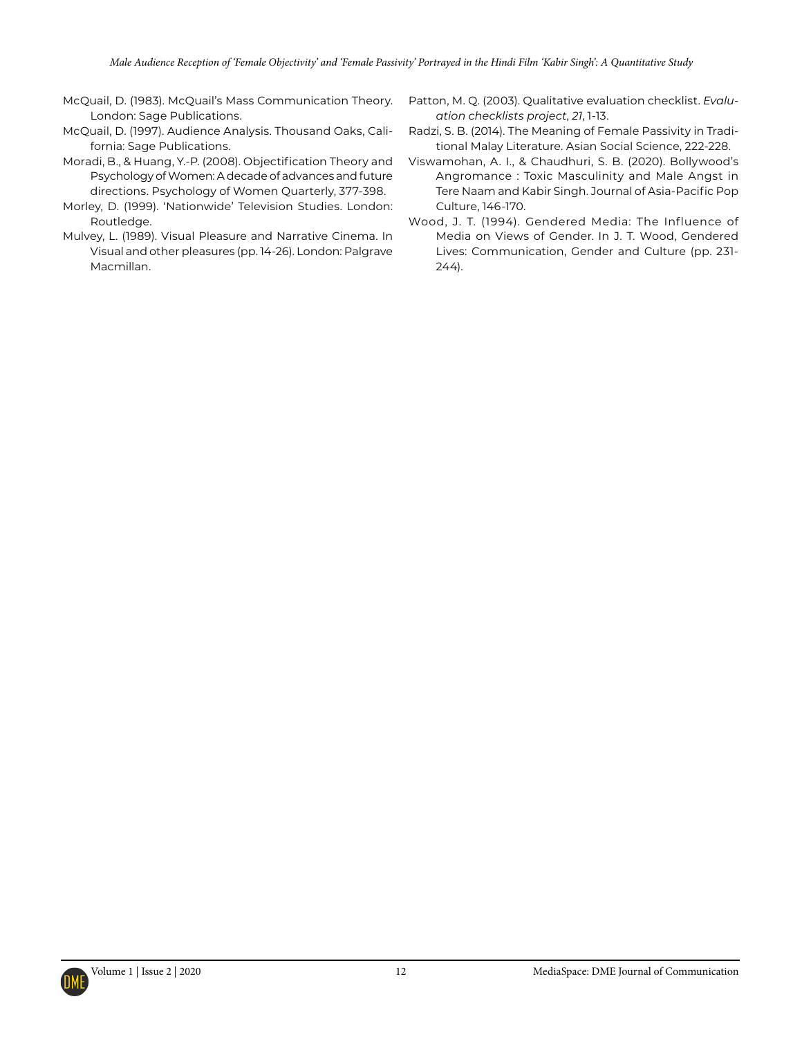McQuail, D. (1983). McQuail's Mass Communication Theory. London: Sage Publications.

McQuail, D. (1997). Audience Analysis. Thousand Oaks, California: Sage Publications.

Moradi, B., & Huang, Y.-P. (2008). Objectification Theory and Psychology of Women: A decade of advances and future directions. Psychology of Women Quarterly, 377-398.

Morley, D. (1999). 'Nationwide' Television Studies. London: Routledge.

Mulvey, L. (1989). Visual Pleasure and Narrative Cinema. In Visual and other pleasures (pp. 14-26). London: Palgrave Macmillan.

Patton, M. Q. (2003). Qualitative evaluation checklist. *Evaluation checklists project*, *21*, 1-13.

Radzi, S. B. (2014). The Meaning of Female Passivity in Traditional Malay Literature. Asian Social Science, 222-228.

Viswamohan, A. I., & Chaudhuri, S. B. (2020). Bollywood's Angromance : Toxic Masculinity and Male Angst in Tere Naam and Kabir Singh. Journal of Asia-Pacific Pop Culture, 146-170.

Wood, J. T. (1994). Gendered Media: The Influence of Media on Views of Gender. In J. T. Wood, Gendered Lives: Communication, Gender and Culture (pp. 231-244).